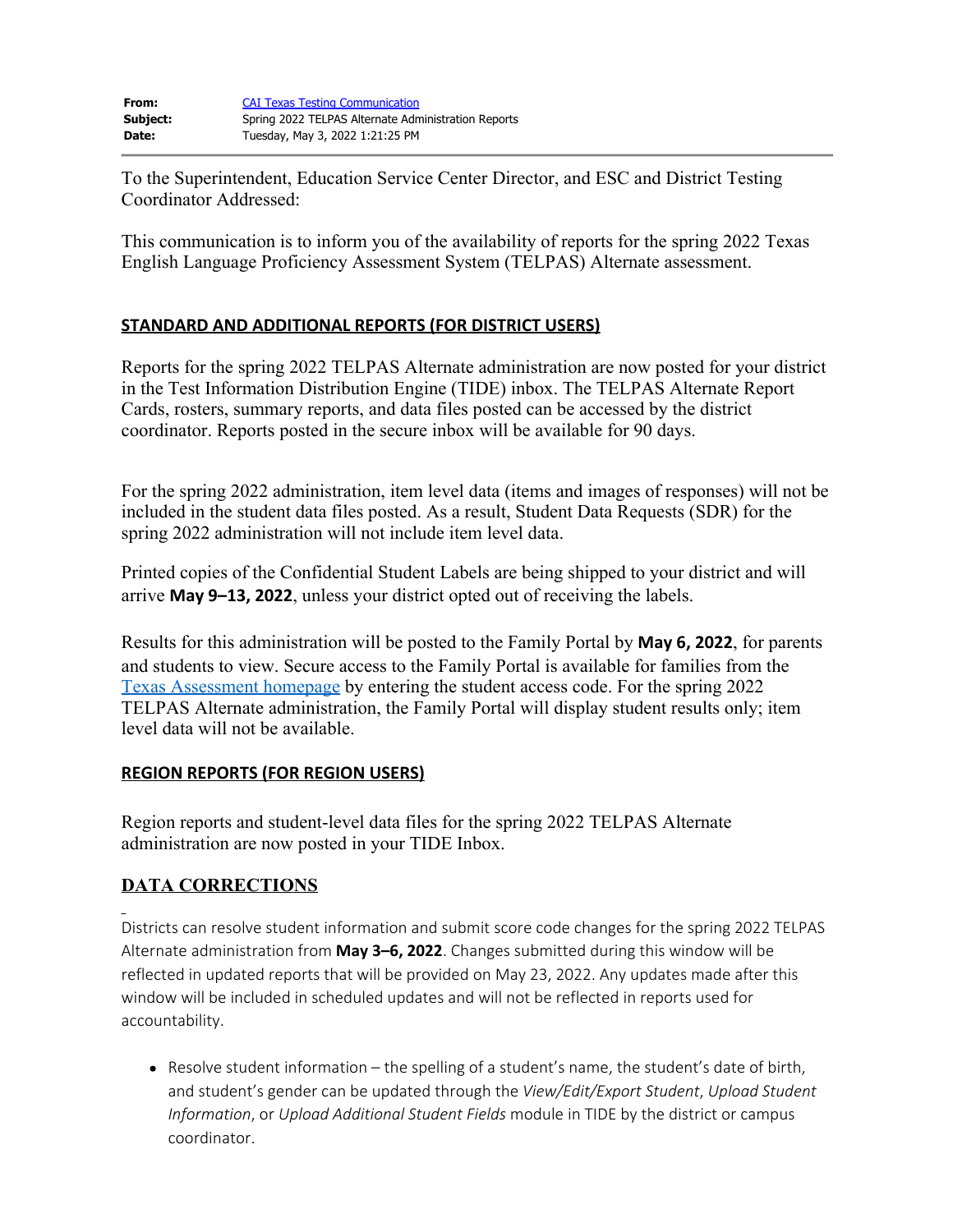**From:** [CAI Texas Testing Communication]()
**Subject:** Spring 2022 TELPAS Alternate Administration Reports
**Date:** Tuesday, May 3, 2022 1:21:25 PM

---

To the Superintendent, Education Service Center Director, and ESC and District Testing Coordinator Addressed:

This communication is to inform you of the availability of reports for the spring 2022 Texas English Language Proficiency Assessment System (TELPAS) Alternate assessment.

## STANDARD AND ADDITIONAL REPORTS (FOR DISTRICT USERS)

Reports for the spring 2022 TELPAS Alternate administration are now posted for your district in the Test Information Distribution Engine (TIDE) inbox. The TELPAS Alternate Report Cards, rosters, summary reports, and data files posted can be accessed by the district coordinator. Reports posted in the secure inbox will be available for 90 days.

For the spring 2022 administration, item level data (items and images of responses) will not be included in the student data files posted. As a result, Student Data Requests (SDR) for the spring 2022 administration will not include item level data.

Printed copies of the Confidential Student Labels are being shipped to your district and will arrive **May 9–13, 2022**, unless your district opted out of receiving the labels.

Results for this administration will be posted to the Family Portal by **May 6, 2022**, for parents and students to view. Secure access to the Family Portal is available for families from the [Texas Assessment homepage]() by entering the student access code. For the spring 2022 TELPAS Alternate administration, the Family Portal will display student results only; item level data will not be available.

## REGION REPORTS (FOR REGION USERS)

Region reports and student-level data files for the spring 2022 TELPAS Alternate administration are now posted in your TIDE Inbox.

## DATA CORRECTIONS

Districts can resolve student information and submit score code changes for the spring 2022 TELPAS Alternate administration from **May 3–6, 2022**. Changes submitted during this window will be reflected in updated reports that will be provided on May 23, 2022. Any updates made after this window will be included in scheduled updates and will not be reflected in reports used for accountability.

- Resolve student information – the spelling of a student's name, the student's date of birth, and student's gender can be updated through the *View/Edit/Export Student*, *Upload Student Information*, or *Upload Additional Student Fields* module in TIDE by the district or campus coordinator.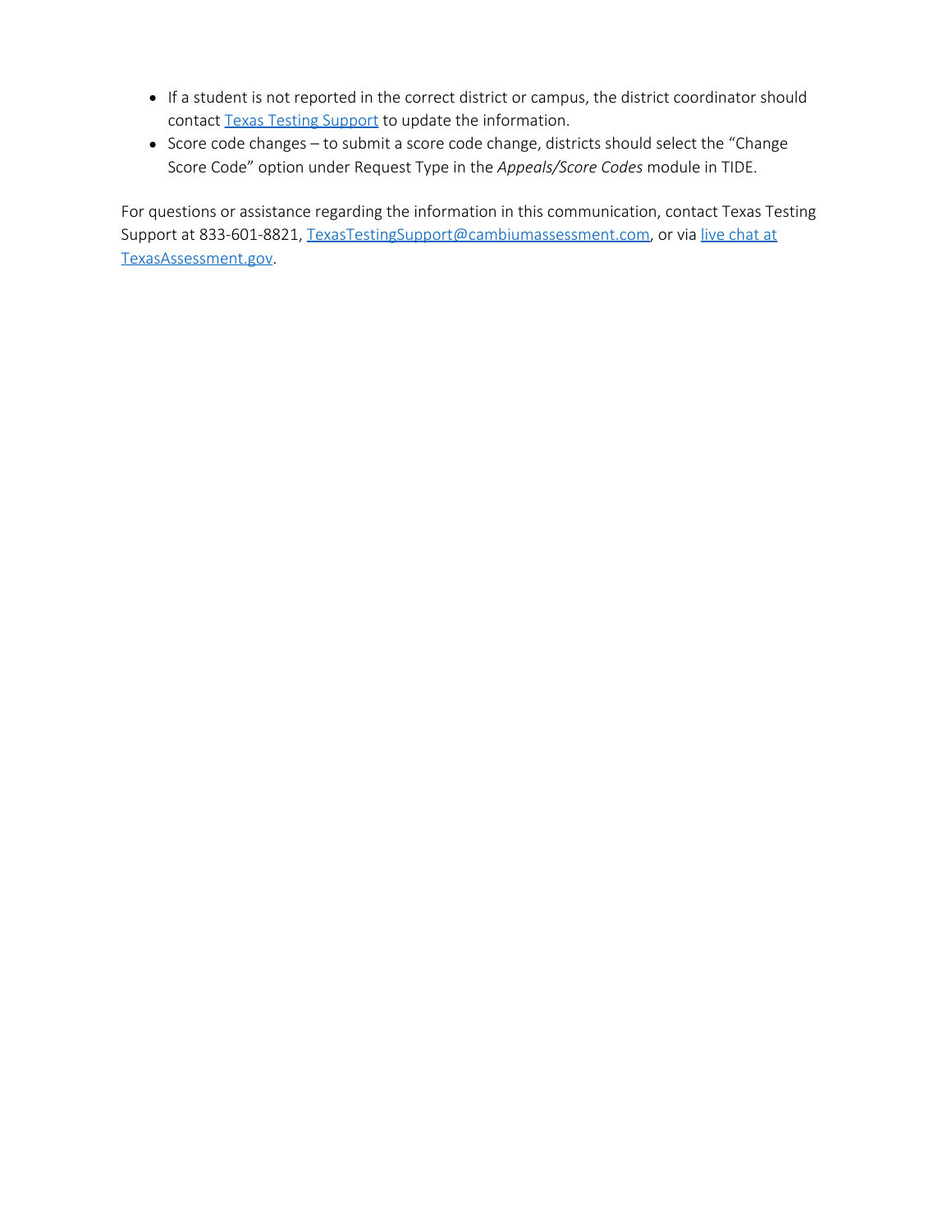- If a student is not reported in the correct district or campus, the district coordinator should contact Texas Testing Support to update the information.
- Score code changes – to submit a score code change, districts should select the "Change Score Code" option under Request Type in the *Appeals/Score Codes* module in TIDE.

For questions or assistance regarding the information in this communication, contact Texas Testing Support at 833-601-8821, TexasTestingSupport@cambiumassessment.com, or via live chat at TexasAssessment.gov.